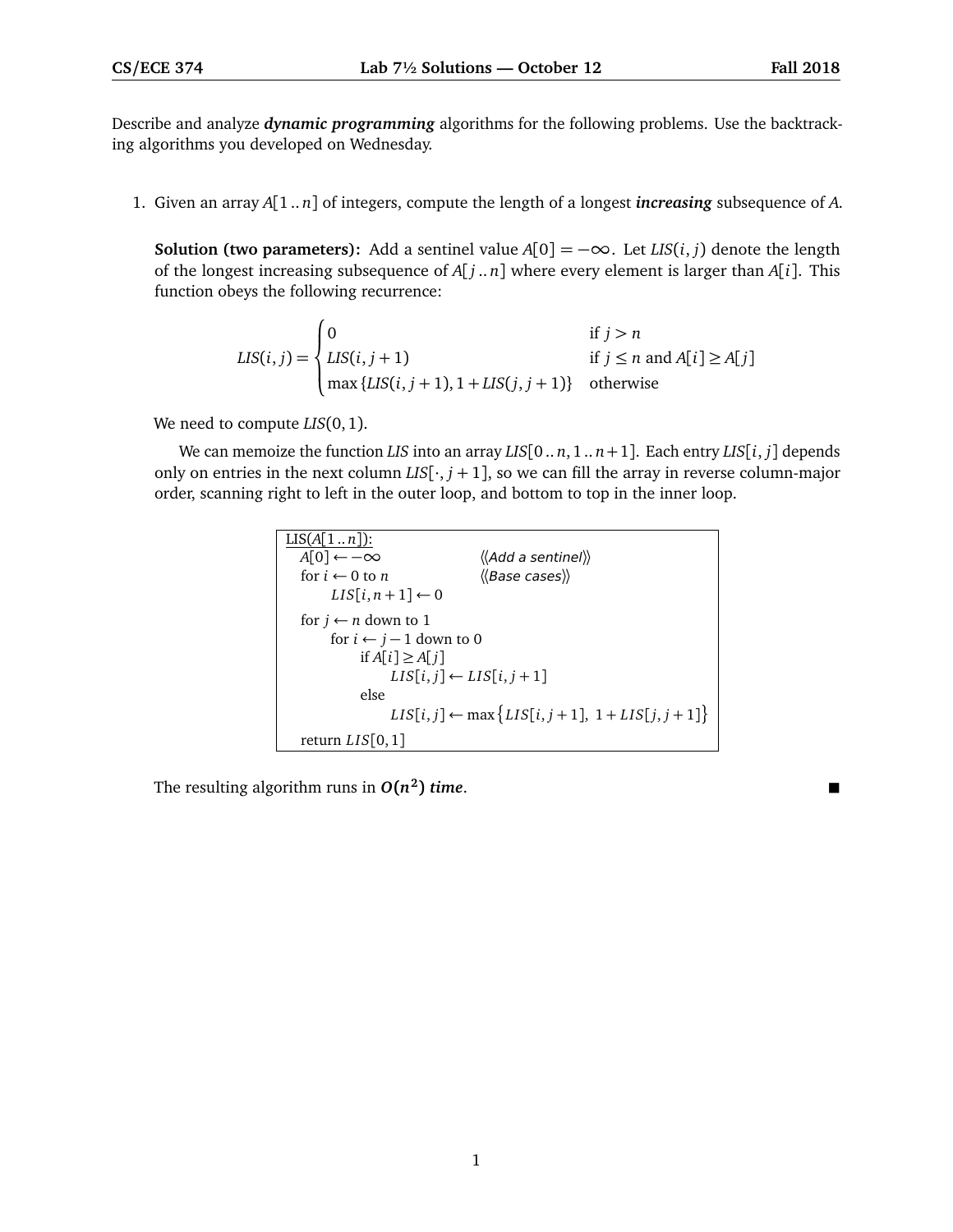Describe and analyze ***dynamic programming*** algorithms for the following problems. Use the backtracking algorithms you developed on Wednesday.

1. Given an array $A[1\,..\,n]$ of integers, compute the length of a longest ***increasing*** subsequence of $A$.

   **Solution (two parameters):** Add a sentinel value $A[0] = -\infty$. Let $LIS(i, j)$ denote the length of the longest increasing subsequence of $A[j\,..\,n]$ where every element is larger than $A[i]$. This function obeys the following recurrence:

$$
LIS(i,j) = \begin{cases} 0 & \text{if } j > n \\ LIS(i, j+1) & \text{if } j \leq n \text{ and } A[i] \geq A[j] \\ \max\{LIS(i,j+1), 1 + LIS(j, j+1)\} & \text{otherwise} \end{cases}
$$

   We need to compute $LIS(0, 1)$.

   We can memoize the function $LIS$ into an array $LIS[0\,..\,n, 1\,..\,n+1]$. Each entry $LIS[i, j]$ depends only on entries in the next column $LIS[\cdot, j+1]$, so we can fill the array in reverse column-major order, scanning right to left in the outer loop, and bottom to top in the inner loop.

```
LIS(A[1..n]):
  A[0] ← −∞                    ⟨⟨Add a sentinel⟩⟩
  for i ← 0 to n               ⟨⟨Base cases⟩⟩
      LIS[i, n+1] ← 0
  for j ← n down to 1
      for i ← j − 1 down to 0
          if A[i] ≥ A[j]
              LIS[i, j] ← LIS[i, j+1]
          else
              LIS[i, j] ← max{LIS[i, j+1], 1 + LIS[j, j+1]}
  return LIS[0, 1]
```

   The resulting algorithm runs in $\boldsymbol{O(n^2)}$ ***time***. ■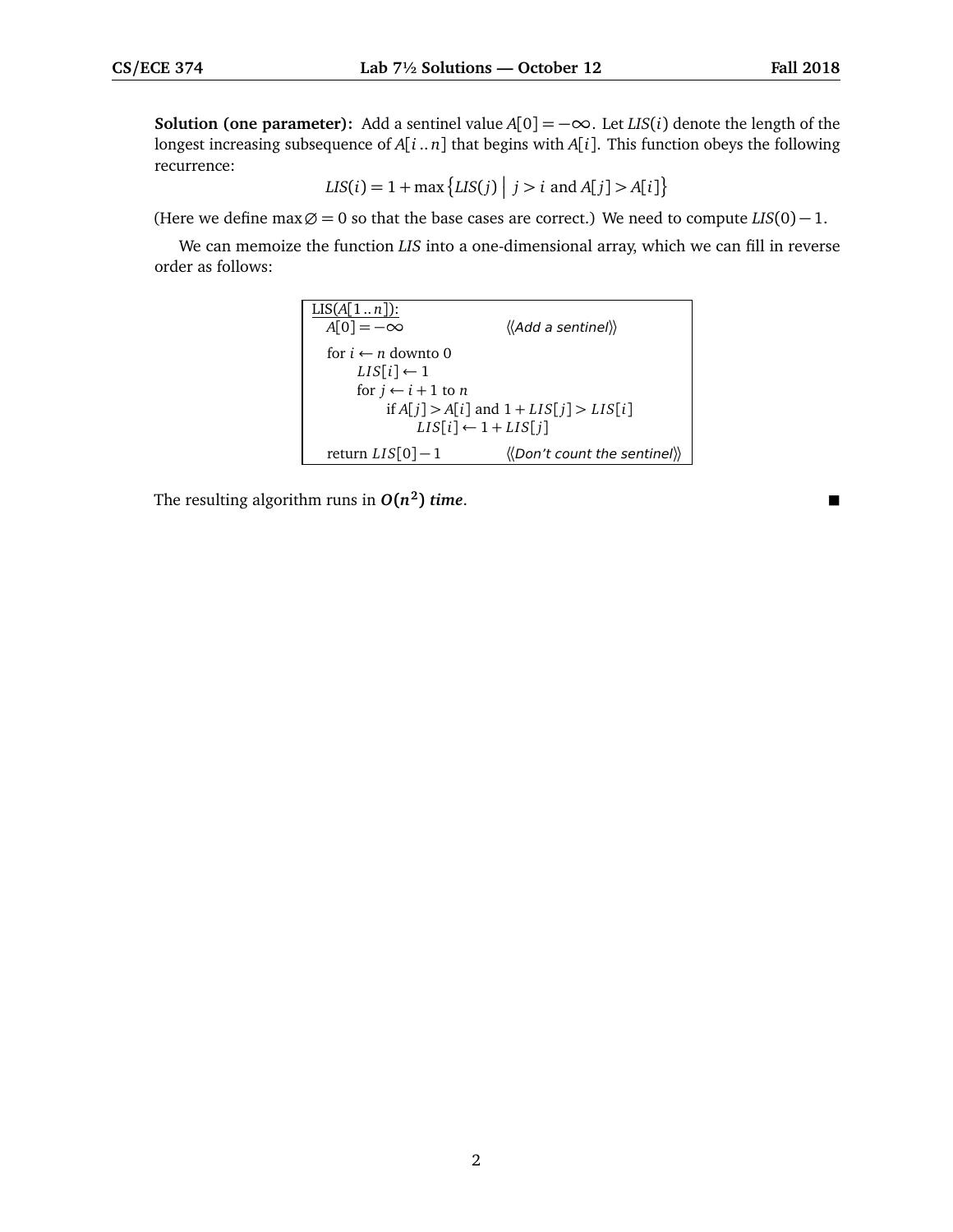**Solution (one parameter):** Add a sentinel value $A[0] = -\infty$. Let $LIS(i)$ denote the length of the longest increasing subsequence of $A[i..n]$ that begins with $A[i]$. This function obeys the following recurrence:

$$LIS(i) = 1 + \max\left\{LIS(j) \;\middle|\; j > i \text{ and } A[j] > A[i]\right\}$$

(Here we define $\max \varnothing = 0$ so that the base cases are correct.) We need to compute $LIS(0) - 1$.

We can memoize the function $LIS$ into a one-dimensional array, which we can fill in reverse order as follows:

```
LIS(A[1..n]):
  A[0] = −∞                       ⟨⟨Add a sentinel⟩⟩
  for i ← n downto 0
      LIS[i] ← 1
      for j ← i + 1 to n
          if A[j] > A[i] and 1 + LIS[j] > LIS[i]
              LIS[i] ← 1 + LIS[j]
  return LIS[0] − 1               ⟨⟨Don't count the sentinel⟩⟩
```

The resulting algorithm runs in ***$O(n^2)$ time***. ■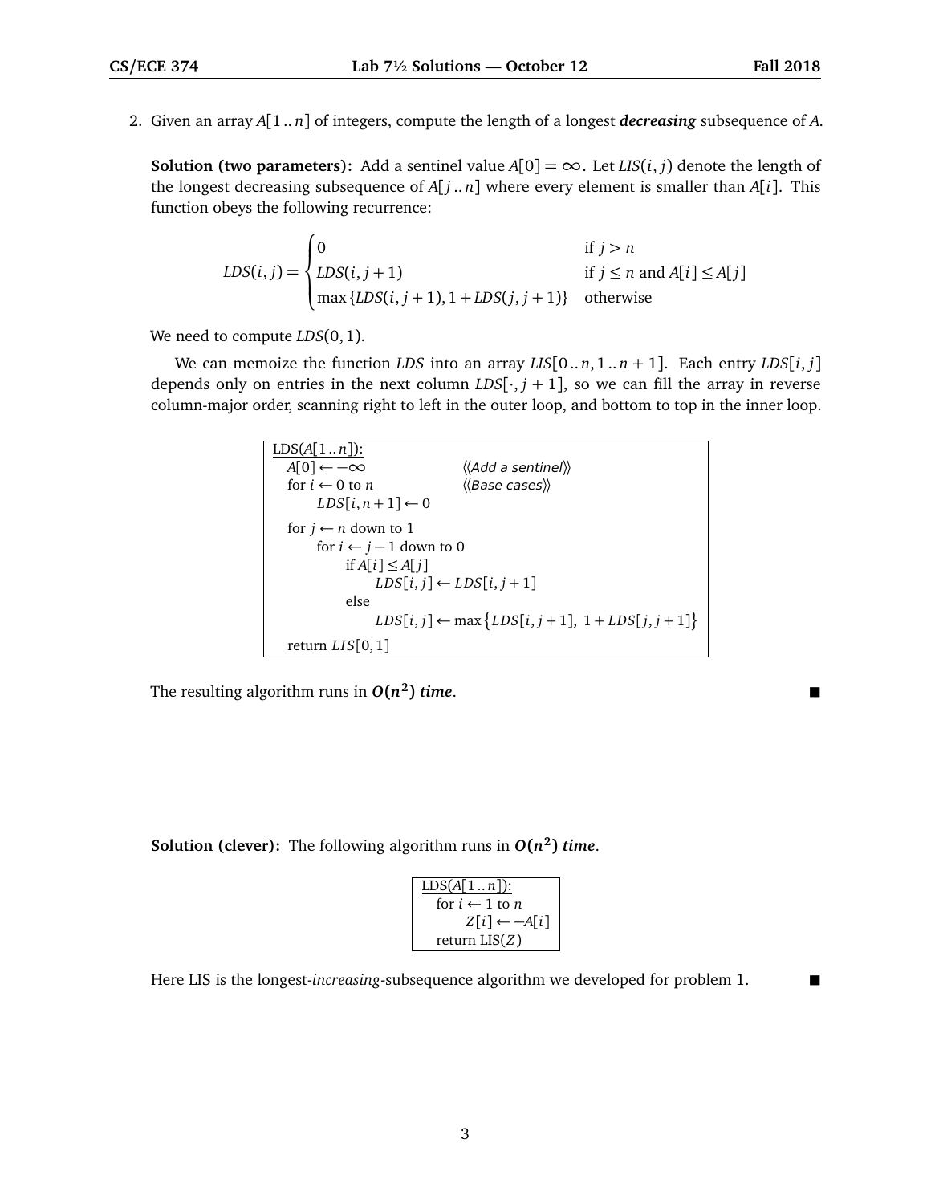2. Given an array $A[1..n]$ of integers, compute the length of a longest ***decreasing*** subsequence of $A$.

**Solution (two parameters):** Add a sentinel value $A[0] = \infty$. Let $LIS(i, j)$ denote the length of the longest decreasing subsequence of $A[j..n]$ where every element is smaller than $A[i]$. This function obeys the following recurrence:

$$LDS(i,j) = \begin{cases} 0 & \text{if } j > n \\ LDS(i, j+1) & \text{if } j \le n \text{ and } A[i] \le A[j] \\ \max\{LDS(i,j+1), 1 + LDS(j, j+1)\} & \text{otherwise} \end{cases}$$

We need to compute $LDS(0, 1)$.

We can memoize the function $LDS$ into an array $LIS[0..n, 1..n+1]$. Each entry $LDS[i, j]$ depends only on entries in the next column $LDS[\cdot, j+1]$, so we can fill the array in reverse column-major order, scanning right to left in the outer loop, and bottom to top in the inner loop.

```
LDS(A[1..n]):
  A[0] ← −∞                  ⟨⟨Add a sentinel⟩⟩
  for i ← 0 to n             ⟨⟨Base cases⟩⟩
      LDS[i, n+1] ← 0
  for j ← n down to 1
      for i ← j − 1 down to 0
          if A[i] ≤ A[j]
              LDS[i, j] ← LDS[i, j+1]
          else
              LDS[i, j] ← max{LDS[i, j+1], 1 + LDS[j, j+1]}
  return LIS[0, 1]
```

The resulting algorithm runs in ***$O(n^2)$ time***. ∎

**Solution (clever):** The following algorithm runs in ***$O(n^2)$ time***.

```
LDS(A[1..n]):
  for i ← 1 to n
      Z[i] ← −A[i]
  return LIS(Z)
```

Here LIS is the longest-*increasing*-subsequence algorithm we developed for problem 1. ∎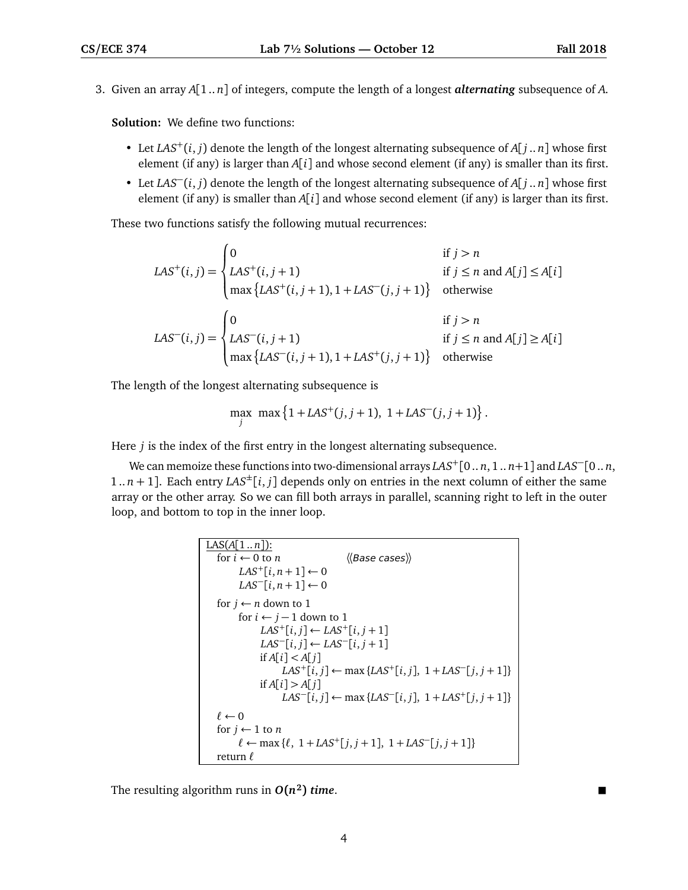3. Given an array $A[1..n]$ of integers, compute the length of a longest ***alternating*** subsequence of $A$.

**Solution:** We define two functions:

- Let $LAS^+(i, j)$ denote the length of the longest alternating subsequence of $A[j..n]$ whose first element (if any) is larger than $A[i]$ and whose second element (if any) is smaller than its first.
- Let $LAS^-(i, j)$ denote the length of the longest alternating subsequence of $A[j..n]$ whose first element (if any) is smaller than $A[i]$ and whose second element (if any) is larger than its first.

These two functions satisfy the following mutual recurrences:

$$LAS^+(i,j) = \begin{cases} 0 & \text{if } j > n \\ LAS^+(i, j+1) & \text{if } j \le n \text{ and } A[j] \le A[i] \\ \max\left\{LAS^+(i, j+1), 1 + LAS^-(j, j+1)\right\} & \text{otherwise} \end{cases}$$

$$LAS^-(i,j) = \begin{cases} 0 & \text{if } j > n \\ LAS^-(i, j+1) & \text{if } j \le n \text{ and } A[j] \ge A[i] \\ \max\left\{LAS^-(i, j+1), 1 + LAS^+(j, j+1)\right\} & \text{otherwise} \end{cases}$$

The length of the longest alternating subsequence is

$$\max_j \max\left\{1 + LAS^+(j, j+1),\ 1 + LAS^-(j, j+1)\right\}.$$

Here $j$ is the index of the first entry in the longest alternating subsequence.

We can memoize these functions into two-dimensional arrays $LAS^+[0..n, 1..n+1]$ and $LAS^-[0..n, 1..n+1]$. Each entry $LAS^\pm[i, j]$ depends only on entries in the next column of either the same array or the other array. So we can fill both arrays in parallel, scanning right to left in the outer loop, and bottom to top in the inner loop.

```
LAS(A[1..n]):
  for i ← 0 to n                     ⟨⟨Base cases⟩⟩
      LAS+[i, n+1] ← 0
      LAS−[i, n+1] ← 0
  for j ← n down to 1
      for i ← j − 1 down to 1
          LAS+[i, j] ← LAS+[i, j+1]
          LAS−[i, j] ← LAS−[i, j+1]
          if A[i] < A[j]
              LAS+[i, j] ← max{LAS+[i, j], 1 + LAS−[j, j+1]}
          if A[i] > A[j]
              LAS−[i, j] ← max{LAS−[i, j], 1 + LAS+[j, j+1]}
  ℓ ← 0
  for j ← 1 to n
      ℓ ← max{ℓ, 1 + LAS+[j, j+1], 1 + LAS−[j, j+1]}
  return ℓ
```

The resulting algorithm runs in ***$O(n^2)$ time***. ■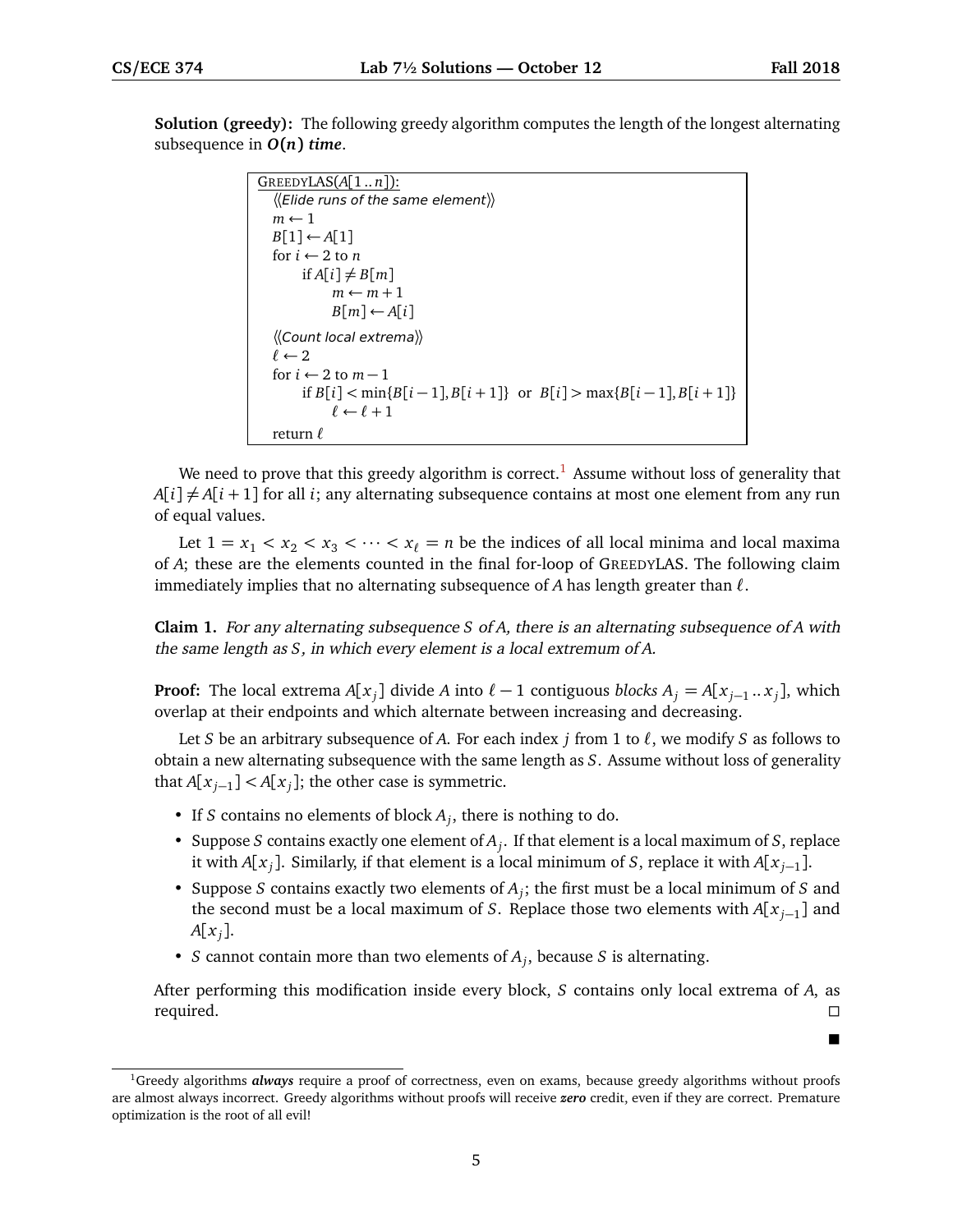**Solution (greedy):** The following greedy algorithm computes the length of the longest alternating subsequence in ***O(n) time***.

```
GreedyLAS(A[1..n]):
  ⟨⟨Elide runs of the same element⟩⟩
  m ← 1
  B[1] ← A[1]
  for i ← 2 to n
      if A[i] ≠ B[m]
          m ← m + 1
          B[m] ← A[i]
  ⟨⟨Count local extrema⟩⟩
  ℓ ← 2
  for i ← 2 to m − 1
      if B[i] < min{B[i − 1], B[i + 1]}  or  B[i] > max{B[i − 1], B[i + 1]}
          ℓ ← ℓ + 1
  return ℓ
```

We need to prove that this greedy algorithm is correct.[1] Assume without loss of generality that $A[i] \neq A[i+1]$ for all $i$; any alternating subsequence contains at most one element from any run of equal values.

Let $1 = x_1 < x_2 < x_3 < \cdots < x_\ell = n$ be the indices of all local minima and local maxima of $A$; these are the elements counted in the final for-loop of GreedyLAS. The following claim immediately implies that no alternating subsequence of $A$ has length greater than $\ell$.

**Claim 1.** *For any alternating subsequence $S$ of $A$, there is an alternating subsequence of $A$ with the same length as $S$, in which every element is a local extremum of $A$.*

**Proof:** The local extrema $A[x_j]$ divide $A$ into $\ell - 1$ contiguous *blocks* $A_j = A[x_{j-1} .. x_j]$, which overlap at their endpoints and which alternate between increasing and decreasing.

Let $S$ be an arbitrary subsequence of $A$. For each index $j$ from 1 to $\ell$, we modify $S$ as follows to obtain a new alternating subsequence with the same length as $S$. Assume without loss of generality that $A[x_{j-1}] < A[x_j]$; the other case is symmetric.

- If $S$ contains no elements of block $A_j$, there is nothing to do.
- Suppose $S$ contains exactly one element of $A_j$. If that element is a local maximum of $S$, replace it with $A[x_j]$. Similarly, if that element is a local minimum of $S$, replace it with $A[x_{j-1}]$.
- Suppose $S$ contains exactly two elements of $A_j$; the first must be a local minimum of $S$ and the second must be a local maximum of $S$. Replace those two elements with $A[x_{j-1}]$ and $A[x_j]$.
- $S$ cannot contain more than two elements of $A_j$, because $S$ is alternating.

After performing this modification inside every block, $S$ contains only local extrema of $A$, as required. □

■

[1] Greedy algorithms ***always*** require a proof of correctness, even on exams, because greedy algorithms without proofs are almost always incorrect. Greedy algorithms without proofs will receive ***zero*** credit, even if they are correct. Premature optimization is the root of all evil!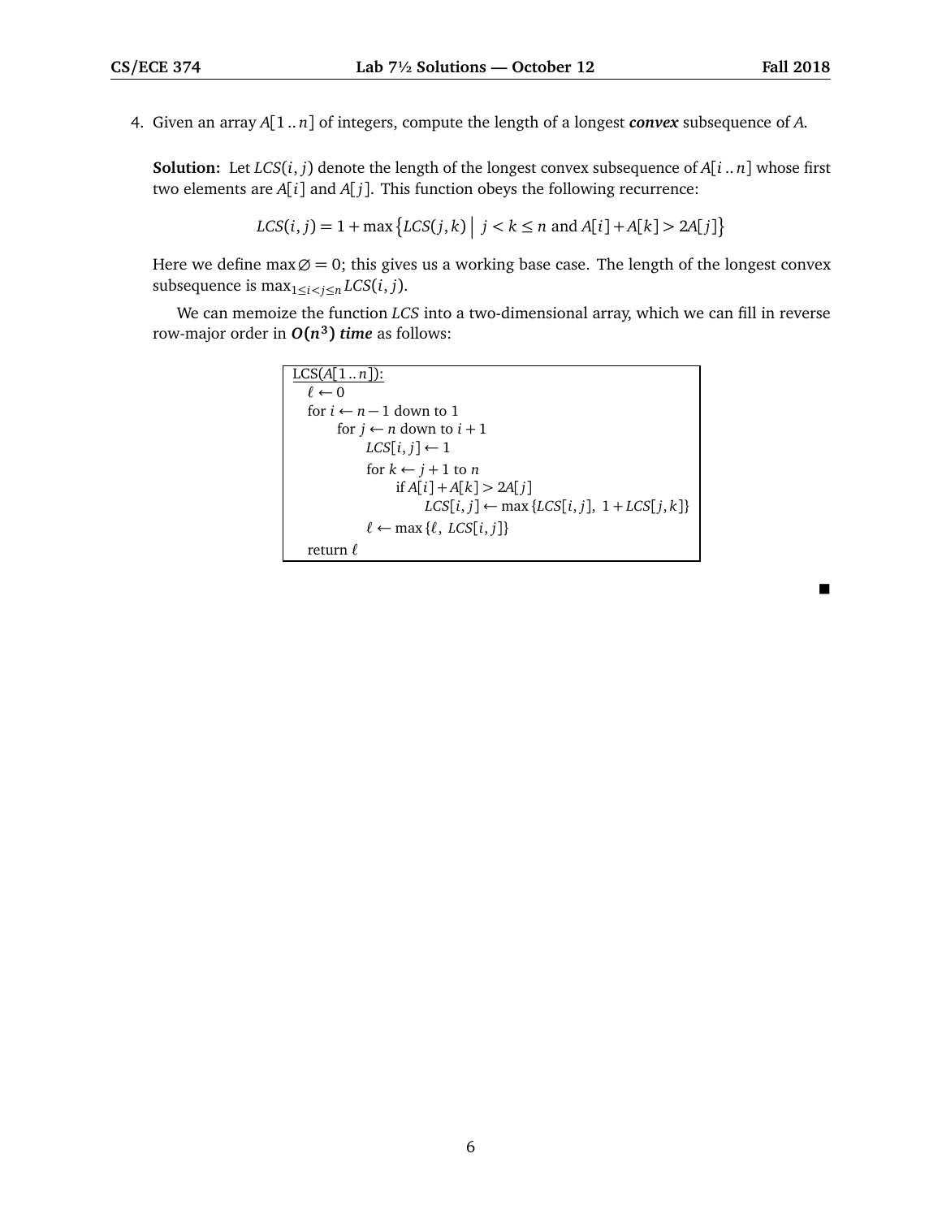4. Given an array $A[1..n]$ of integers, compute the length of a longest ***convex*** subsequence of $A$.

**Solution:** Let $LCS(i, j)$ denote the length of the longest convex subsequence of $A[i..n]$ whose first two elements are $A[i]$ and $A[j]$. This function obeys the following recurrence:

$$LCS(i, j) = 1 + \max\left\{LCS(j, k) \,\middle|\, j < k \leq n \text{ and } A[i] + A[k] > 2A[j]\right\}$$

Here we define $\max \varnothing = 0$; this gives us a working base case. The length of the longest convex subsequence is $\max_{1 \leq i < j \leq n} LCS(i, j)$.

We can memoize the function $LCS$ into a two-dimensional array, which we can fill in reverse row-major order in $\boldsymbol{O(n^3)}$ ***time*** as follows:

```
LCS(A[1..n]):
  ℓ ← 0
  for i ← n − 1 down to 1
      for j ← n down to i + 1
          LCS[i, j] ← 1
          for k ← j + 1 to n
              if A[i] + A[k] > 2A[j]
                  LCS[i, j] ← max {LCS[i, j], 1 + LCS[j, k]}
          ℓ ← max {ℓ, LCS[i, j]}
  return ℓ
```

■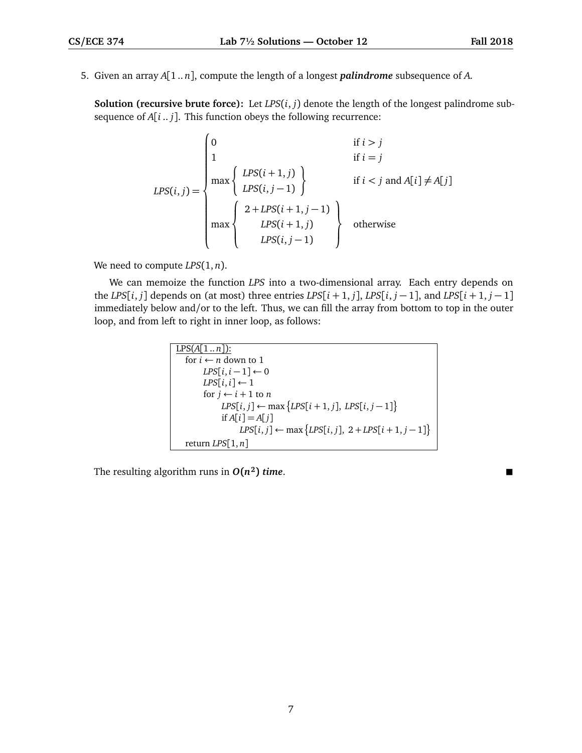5. Given an array $A[1..n]$, compute the length of a longest ***palindrome*** subsequence of $A$.

**Solution (recursive brute force):** Let $LPS(i, j)$ denote the length of the longest palindrome subsequence of $A[i..j]$. This function obeys the following recurrence:

$$LPS(i,j) = \begin{cases} 0 & \text{if } i > j \\ 1 & \text{if } i = j \\ \max \left\{ \begin{array}{c} LPS(i+1, j) \\ LPS(i, j-1) \end{array} \right\} & \text{if } i < j \text{ and } A[i] \neq A[j] \\ \max \left\{ \begin{array}{c} 2 + LPS(i+1, j-1) \\ LPS(i+1, j) \\ LPS(i, j-1) \end{array} \right\} & \text{otherwise} \end{cases}$$

We need to compute $LPS(1, n)$.

We can memoize the function $LPS$ into a two-dimensional array. Each entry depends on the $LPS[i, j]$ depends on (at most) three entries $LPS[i+1, j]$, $LPS[i, j-1]$, and $LPS[i+1, j-1]$ immediately below and/or to the left. Thus, we can fill the array from bottom to top in the outer loop, and from left to right in inner loop, as follows:

```
LPS(A[1..n]):
  for i ← n down to 1
      LPS[i, i−1] ← 0
      LPS[i, i] ← 1
      for j ← i+1 to n
          LPS[i, j] ← max{LPS[i+1, j], LPS[i, j−1]}
          if A[i] = A[j]
              LPS[i, j] ← max{LPS[i, j], 2 + LPS[i+1, j−1]}
  return LPS[1, n]
```

The resulting algorithm runs in ***$O(n^2)$ time***. ■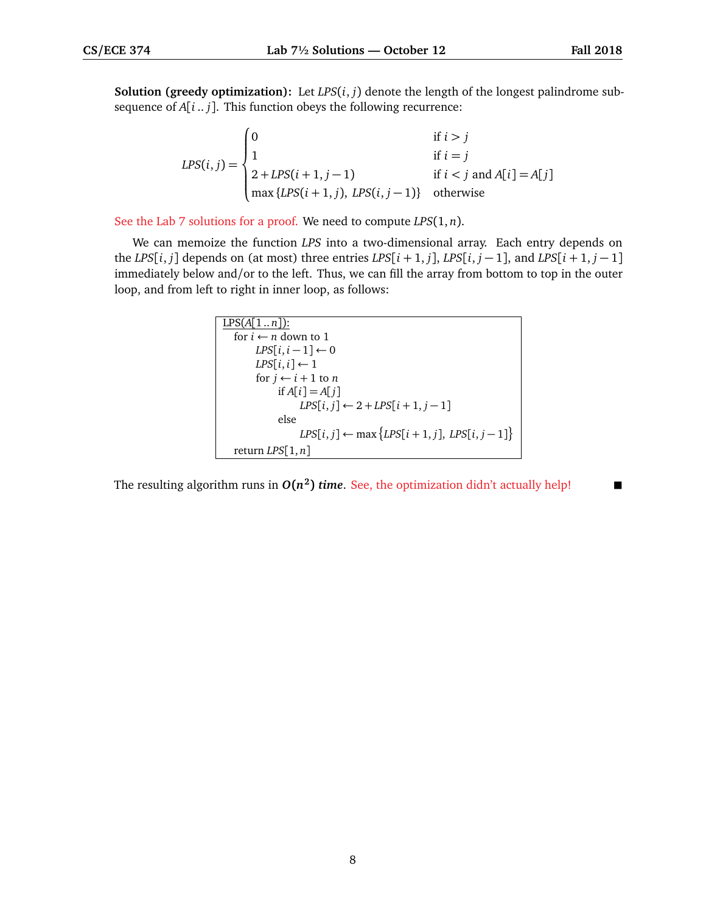**Solution (greedy optimization):** Let $LPS(i, j)$ denote the length of the longest palindrome subsequence of $A[i..j]$. This function obeys the following recurrence:

$$LPS(i,j) = \begin{cases} 0 & \text{if } i > j \\ 1 & \text{if } i = j \\ 2 + LPS(i+1, j-1) & \text{if } i < j \text{ and } A[i] = A[j] \\ \max\{LPS(i+1,j),\ LPS(i,j-1)\} & \text{otherwise} \end{cases}$$

See the Lab 7 solutions for a proof. We need to compute $LPS(1, n)$.

We can memoize the function $LPS$ into a two-dimensional array. Each entry depends on the $LPS[i, j]$ depends on (at most) three entries $LPS[i+1, j]$, $LPS[i, j-1]$, and $LPS[i+1, j-1]$ immediately below and/or to the left. Thus, we can fill the array from bottom to top in the outer loop, and from left to right in inner loop, as follows:

```
LPS(A[1..n]):
  for i ← n down to 1
      LPS[i, i−1] ← 0
      LPS[i, i] ← 1
      for j ← i+1 to n
          if A[i] = A[j]
              LPS[i, j] ← 2 + LPS[i+1, j−1]
          else
              LPS[i, j] ← max{LPS[i+1, j], LPS[i, j−1]}
  return LPS[1, n]
```

The resulting algorithm runs in $O(n^2)$ ***time***. See, the optimization didn't actually help! ■